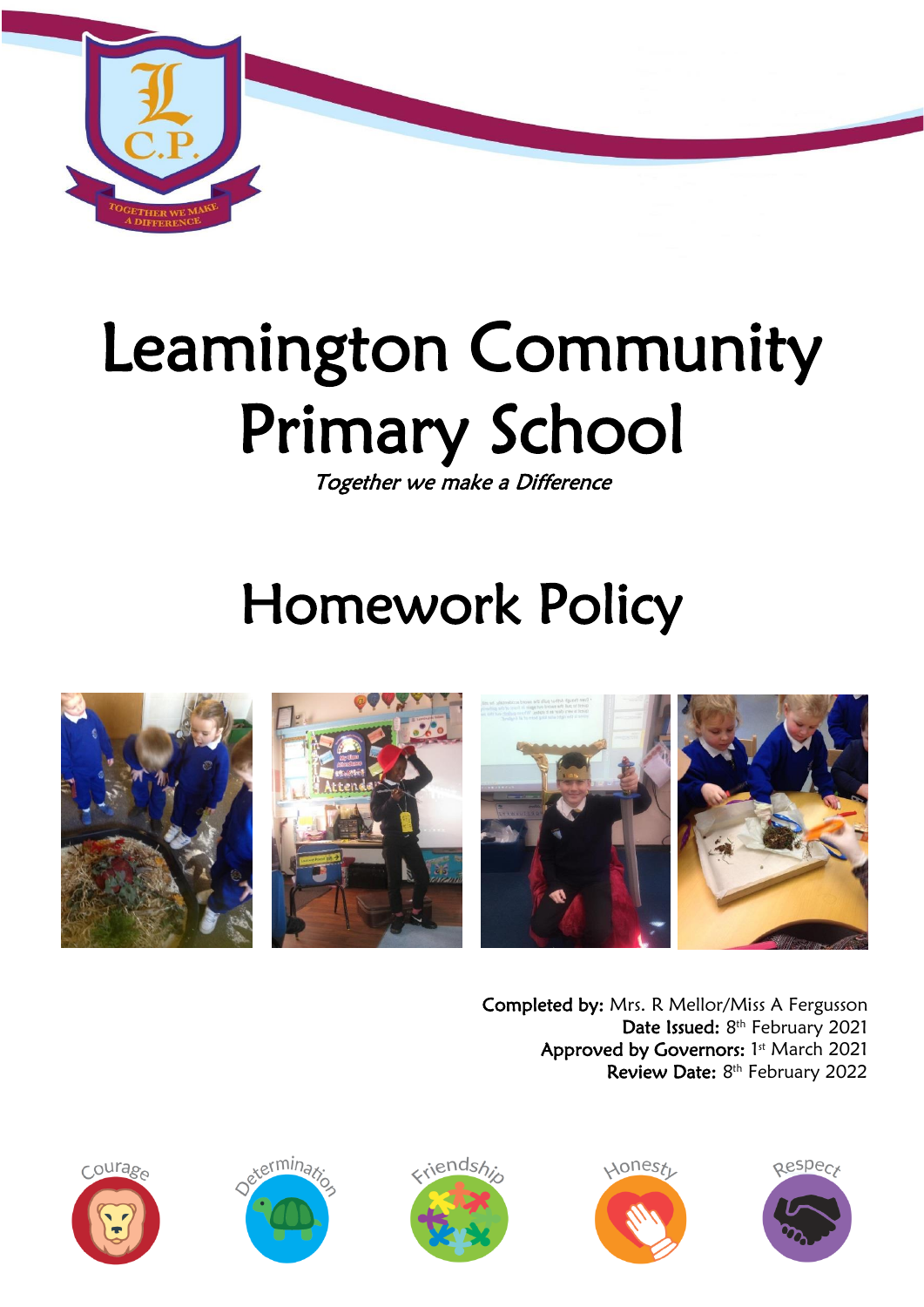# Leamington Community Primary School

*Together we make a Difference*

# Homework Policy

**Completed by:** Mrs. R Mellor/Miss A Fergusson
**Date Issued:** 8th February 2021
**Approved by Governors:** 1st March 2021
**Review Date:** 8th February 2022

Courage Determination Friendship Honesty Respect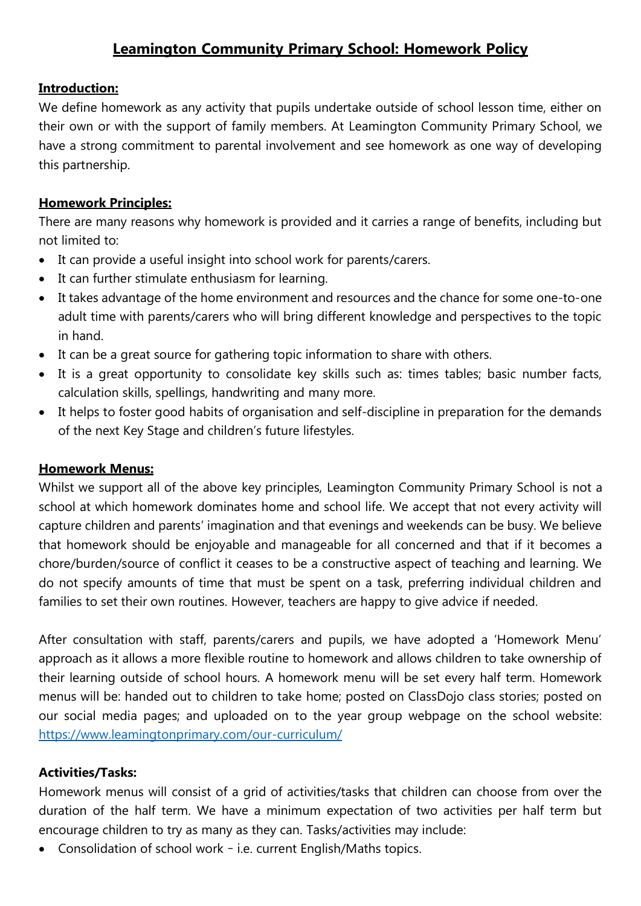# Leamington Community Primary School: Homework Policy

## Introduction:

We define homework as any activity that pupils undertake outside of school lesson time, either on their own or with the support of family members. At Leamington Community Primary School, we have a strong commitment to parental involvement and see homework as one way of developing this partnership.

## Homework Principles:

There are many reasons why homework is provided and it carries a range of benefits, including but not limited to:

- It can provide a useful insight into school work for parents/carers.
- It can further stimulate enthusiasm for learning.
- It takes advantage of the home environment and resources and the chance for some one-to-one adult time with parents/carers who will bring different knowledge and perspectives to the topic in hand.
- It can be a great source for gathering topic information to share with others.
- It is a great opportunity to consolidate key skills such as: times tables; basic number facts, calculation skills, spellings, handwriting and many more.
- It helps to foster good habits of organisation and self-discipline in preparation for the demands of the next Key Stage and children's future lifestyles.

## Homework Menus:

Whilst we support all of the above key principles, Leamington Community Primary School is not a school at which homework dominates home and school life. We accept that not every activity will capture children and parents' imagination and that evenings and weekends can be busy. We believe that homework should be enjoyable and manageable for all concerned and that if it becomes a chore/burden/source of conflict it ceases to be a constructive aspect of teaching and learning. We do not specify amounts of time that must be spent on a task, preferring individual children and families to set their own routines. However, teachers are happy to give advice if needed.

After consultation with staff, parents/carers and pupils, we have adopted a 'Homework Menu' approach as it allows a more flexible routine to homework and allows children to take ownership of their learning outside of school hours. A homework menu will be set every half term. Homework menus will be: handed out to children to take home; posted on ClassDojo class stories; posted on our social media pages; and uploaded on to the year group webpage on the school website: [https://www.leamingtonprimary.com/our-curriculum/](https://www.leamingtonprimary.com/our-curriculum/)

## Activities/Tasks:

Homework menus will consist of a grid of activities/tasks that children can choose from over the duration of the half term. We have a minimum expectation of two activities per half term but encourage children to try as many as they can. Tasks/activities may include:

- Consolidation of school work – i.e. current English/Maths topics.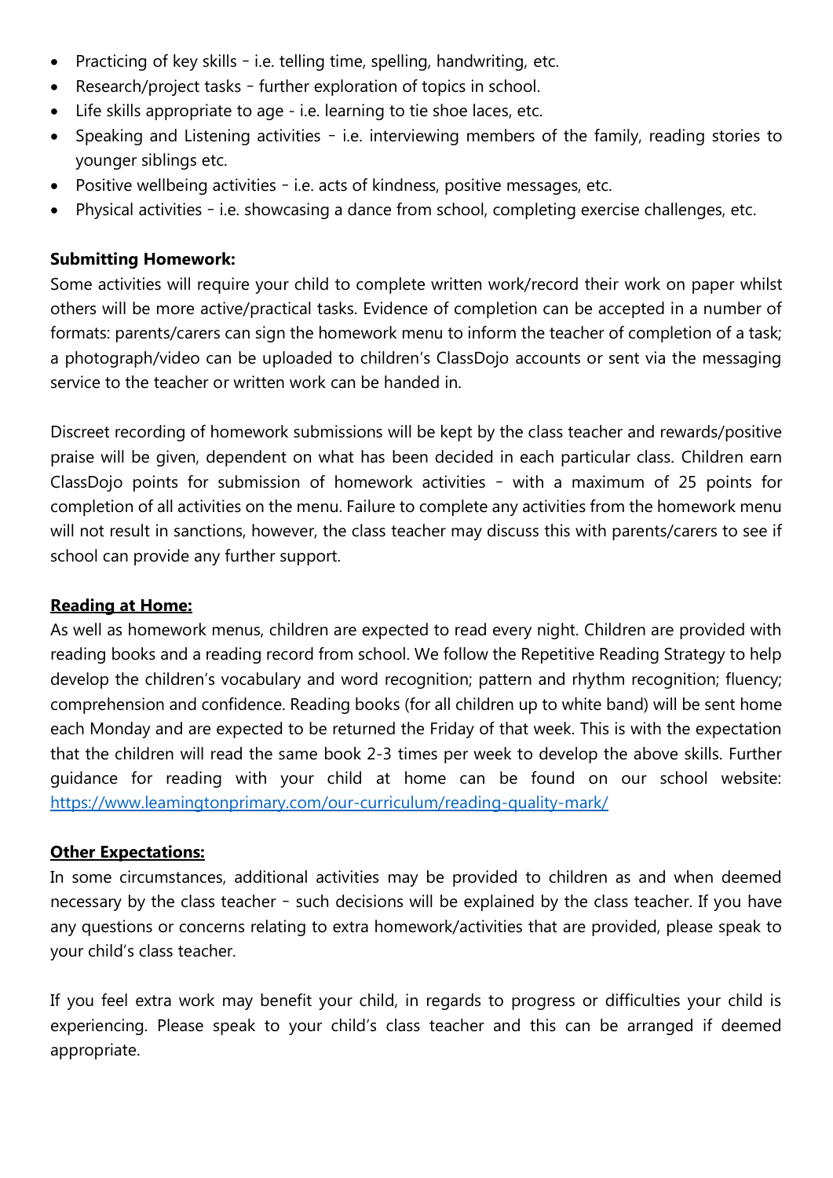- Practicing of key skills – i.e. telling time, spelling, handwriting, etc.
- Research/project tasks – further exploration of topics in school.
- Life skills appropriate to age - i.e. learning to tie shoe laces, etc.
- Speaking and Listening activities – i.e. interviewing members of the family, reading stories to younger siblings etc.
- Positive wellbeing activities – i.e. acts of kindness, positive messages, etc.
- Physical activities – i.e. showcasing a dance from school, completing exercise challenges, etc.

**Submitting Homework:**

Some activities will require your child to complete written work/record their work on paper whilst others will be more active/practical tasks. Evidence of completion can be accepted in a number of formats: parents/carers can sign the homework menu to inform the teacher of completion of a task; a photograph/video can be uploaded to children's ClassDojo accounts or sent via the messaging service to the teacher or written work can be handed in.

Discreet recording of homework submissions will be kept by the class teacher and rewards/positive praise will be given, dependent on what has been decided in each particular class. Children earn ClassDojo points for submission of homework activities – with a maximum of 25 points for completion of all activities on the menu. Failure to complete any activities from the homework menu will not result in sanctions, however, the class teacher may discuss this with parents/carers to see if school can provide any further support.

**Reading at Home:**

As well as homework menus, children are expected to read every night. Children are provided with reading books and a reading record from school. We follow the Repetitive Reading Strategy to help develop the children's vocabulary and word recognition; pattern and rhythm recognition; fluency; comprehension and confidence. Reading books (for all children up to white band) will be sent home each Monday and are expected to be returned the Friday of that week. This is with the expectation that the children will read the same book 2-3 times per week to develop the above skills. Further guidance for reading with your child at home can be found on our school website: https://www.leamingtonprimary.com/our-curriculum/reading-quality-mark/

**Other Expectations:**

In some circumstances, additional activities may be provided to children as and when deemed necessary by the class teacher – such decisions will be explained by the class teacher. If you have any questions or concerns relating to extra homework/activities that are provided, please speak to your child's class teacher.

If you feel extra work may benefit your child, in regards to progress or difficulties your child is experiencing. Please speak to your child's class teacher and this can be arranged if deemed appropriate.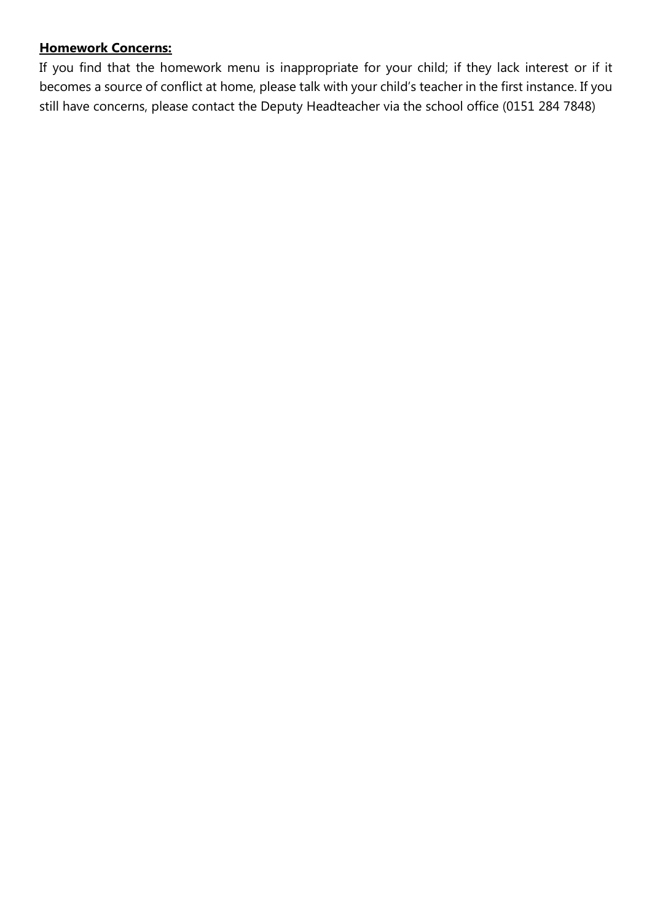**Homework Concerns:**

If you find that the homework menu is inappropriate for your child; if they lack interest or if it becomes a source of conflict at home, please talk with your child's teacher in the first instance. If you still have concerns, please contact the Deputy Headteacher via the school office (0151 284 7848)